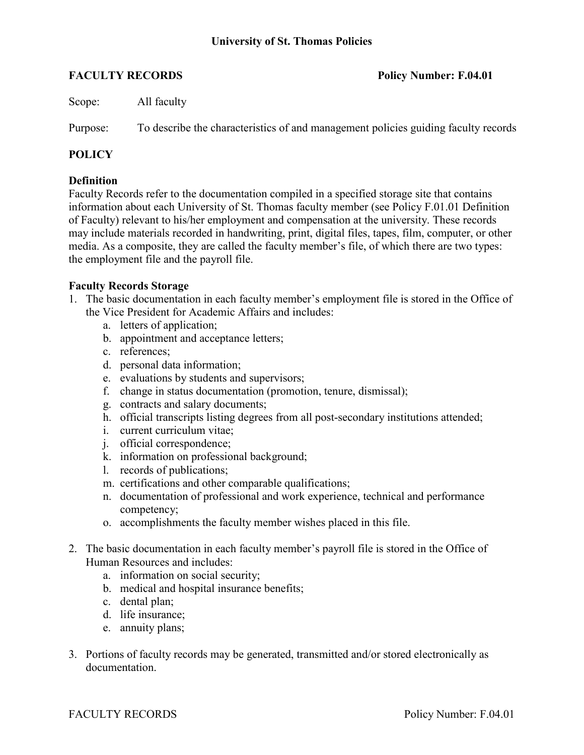**University of St. Thomas Policies**

**FACULTY RECORDS** **Policy Number: F.04.01**

Scope: All faculty

Purpose: To describe the characteristics of and management policies guiding faculty records

## POLICY

### Definition

Faculty Records refer to the documentation compiled in a specified storage site that contains information about each University of St. Thomas faculty member (see Policy F.01.01 Definition of Faculty) relevant to his/her employment and compensation at the university. These records may include materials recorded in handwriting, print, digital files, tapes, film, computer, or other media. As a composite, they are called the faculty member's file, of which there are two types: the employment file and the payroll file.

### Faculty Records Storage

1. The basic documentation in each faculty member's employment file is stored in the Office of the Vice President for Academic Affairs and includes:
   a. letters of application;
   b. appointment and acceptance letters;
   c. references;
   d. personal data information;
   e. evaluations by students and supervisors;
   f. change in status documentation (promotion, tenure, dismissal);
   g. contracts and salary documents;
   h. official transcripts listing degrees from all post-secondary institutions attended;
   i. current curriculum vitae;
   j. official correspondence;
   k. information on professional background;
   l. records of publications;
   m. certifications and other comparable qualifications;
   n. documentation of professional and work experience, technical and performance competency;
   o. accomplishments the faculty member wishes placed in this file.

2. The basic documentation in each faculty member's payroll file is stored in the Office of Human Resources and includes:
   a. information on social security;
   b. medical and hospital insurance benefits;
   c. dental plan;
   d. life insurance;
   e. annuity plans;

3. Portions of faculty records may be generated, transmitted and/or stored electronically as documentation.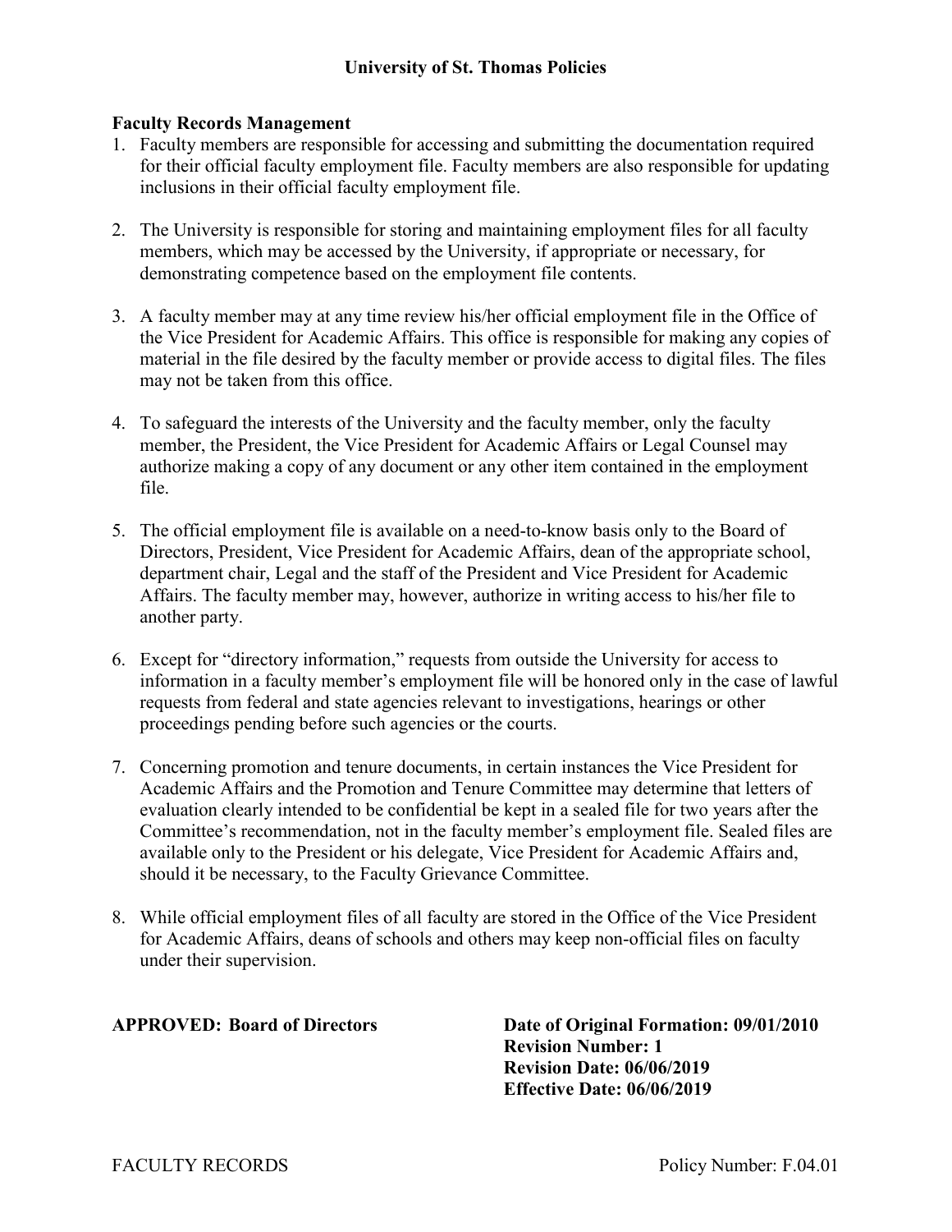**Faculty Records Management**

1. Faculty members are responsible for accessing and submitting the documentation required for their official faculty employment file. Faculty members are also responsible for updating inclusions in their official faculty employment file.

2. The University is responsible for storing and maintaining employment files for all faculty members, which may be accessed by the University, if appropriate or necessary, for demonstrating competence based on the employment file contents.

3. A faculty member may at any time review his/her official employment file in the Office of the Vice President for Academic Affairs. This office is responsible for making any copies of material in the file desired by the faculty member or provide access to digital files. The files may not be taken from this office.

4. To safeguard the interests of the University and the faculty member, only the faculty member, the President, the Vice President for Academic Affairs or Legal Counsel may authorize making a copy of any document or any other item contained in the employment file.

5. The official employment file is available on a need-to-know basis only to the Board of Directors, President, Vice President for Academic Affairs, dean of the appropriate school, department chair, Legal and the staff of the President and Vice President for Academic Affairs. The faculty member may, however, authorize in writing access to his/her file to another party.

6. Except for "directory information," requests from outside the University for access to information in a faculty member's employment file will be honored only in the case of lawful requests from federal and state agencies relevant to investigations, hearings or other proceedings pending before such agencies or the courts.

7. Concerning promotion and tenure documents, in certain instances the Vice President for Academic Affairs and the Promotion and Tenure Committee may determine that letters of evaluation clearly intended to be confidential be kept in a sealed file for two years after the Committee's recommendation, not in the faculty member's employment file. Sealed files are available only to the President or his delegate, Vice President for Academic Affairs and, should it be necessary, to the Faculty Grievance Committee.

8. While official employment files of all faculty are stored in the Office of the Vice President for Academic Affairs, deans of schools and others may keep non-official files on faculty under their supervision.

**APPROVED: Board of Directors**

**Date of Original Formation: 09/01/2010**
**Revision Number: 1**
**Revision Date: 06/06/2019**
**Effective Date: 06/06/2019**